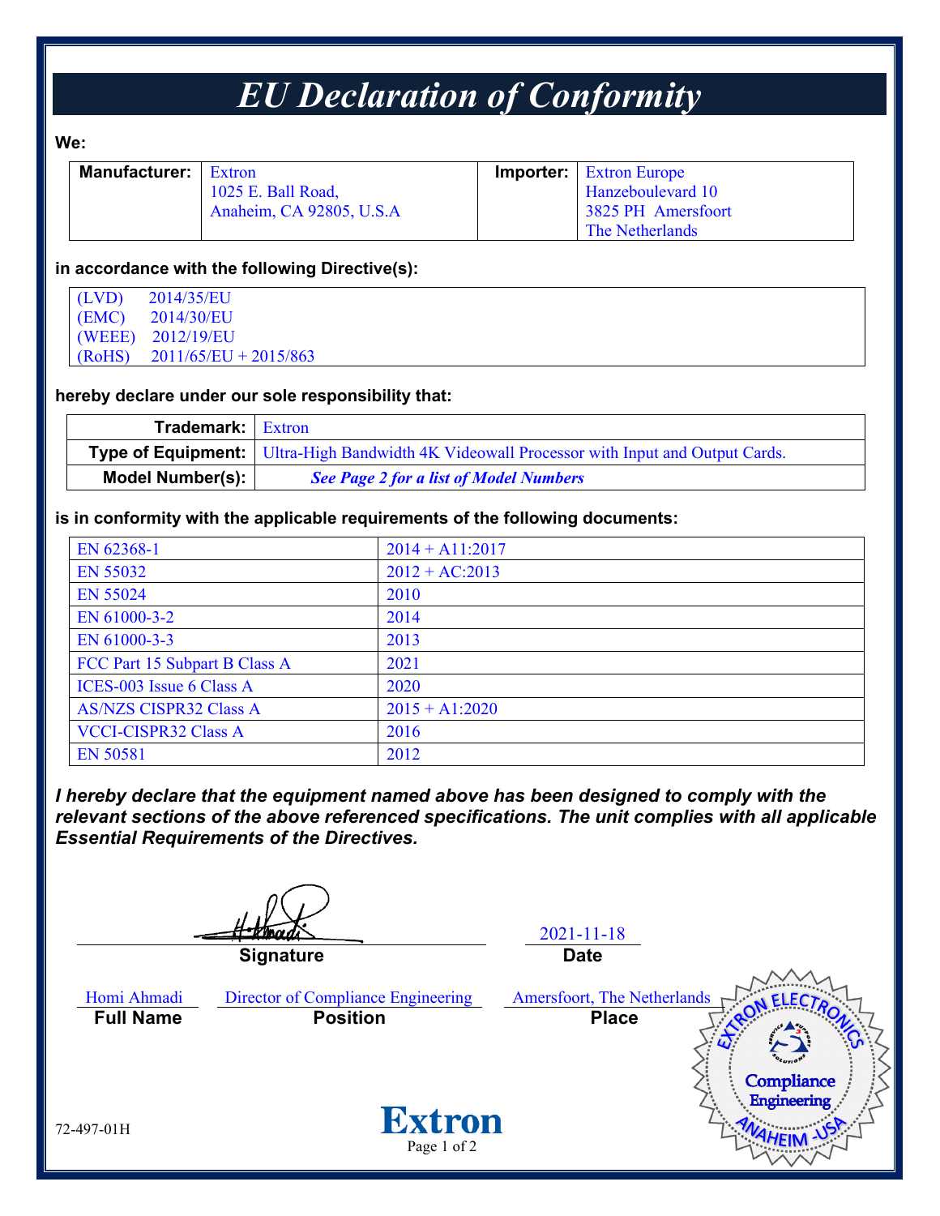# EU Declaration of Conformity

**We:**

| **Manufacturer:** | Extron<br>1025 E. Ball Road,<br>Anaheim, CA 92805, U.S.A | **Importer:** | Extron Europe<br>Hanzeboulevard 10<br>3825 PH Amersfoort<br>The Netherlands |
|---|---|---|---|

**in accordance with the following Directive(s):**

(LVD) 2014/35/EU
(EMC) 2014/30/EU
(WEEE) 2012/19/EU
(RoHS) 2011/65/EU + 2015/863

**hereby declare under our sole responsibility that:**

| | |
|---|---|
| **Trademark:** | Extron |
| **Type of Equipment:** | Ultra-High Bandwidth 4K Videowall Processor with Input and Output Cards. |
| **Model Number(s):** | ***See Page 2 for a list of Model Numbers*** |

**is in conformity with the applicable requirements of the following documents:**

| | |
|---|---|
| EN 62368-1 | 2014 + A11:2017 |
| EN 55032 | 2012 + AC:2013 |
| EN 55024 | 2010 |
| EN 61000-3-2 | 2014 |
| EN 61000-3-3 | 2013 |
| FCC Part 15 Subpart B Class A | 2021 |
| ICES-003 Issue 6 Class A | 2020 |
| AS/NZS CISPR32 Class A | 2015 + A1:2020 |
| VCCI-CISPR32 Class A | 2016 |
| EN 50581 | 2012 |

***I hereby declare that the equipment named above has been designed to comply with the relevant sections of the above referenced specifications. The unit complies with all applicable Essential Requirements of the Directives.***

**Signature**

2021-11-18
**Date**

Homi Ahmadi
**Full Name**

Director of Compliance Engineering
**Position**

Amersfoort, The Netherlands
**Place**

Extron Electronics Compliance Engineering Anaheim - USA

72-497-01H

Extron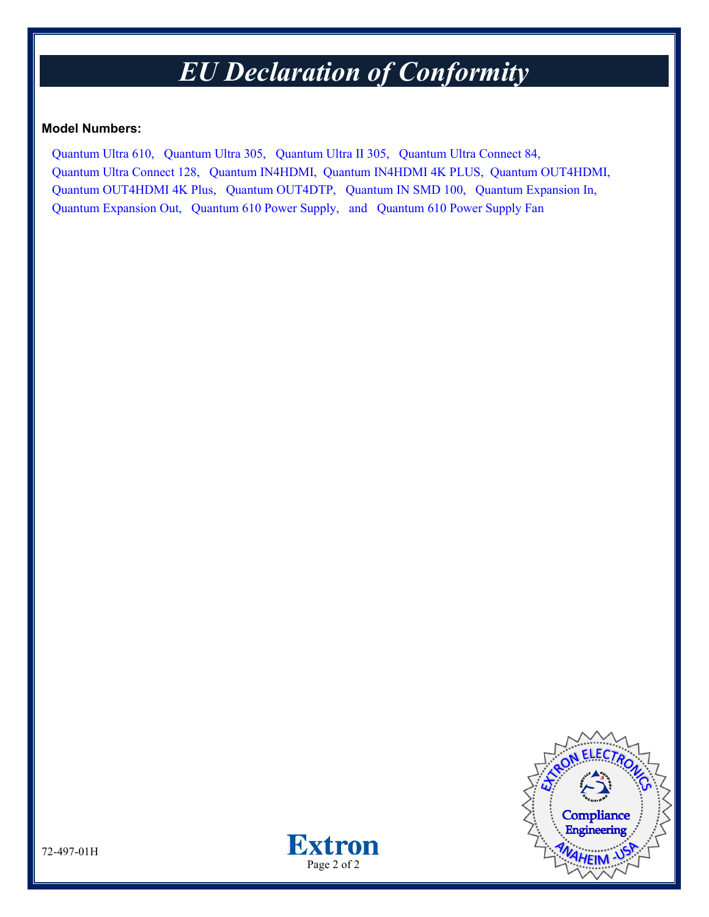# EU Declaration of Conformity

**Model Numbers:**

Quantum Ultra 610, Quantum Ultra 305, Quantum Ultra II 305, Quantum Ultra Connect 84, Quantum Ultra Connect 128, Quantum IN4HDMI, Quantum IN4HDMI 4K PLUS, Quantum OUT4HDMI, Quantum OUT4HDMI 4K Plus, Quantum OUT4DTP, Quantum IN SMD 100, Quantum Expansion In, Quantum Expansion Out, Quantum 610 Power Supply, and Quantum 610 Power Supply Fan

72-497-01H

Extron

EXTRON ELECTRONICS Compliance Engineering ANAHEIM -USA